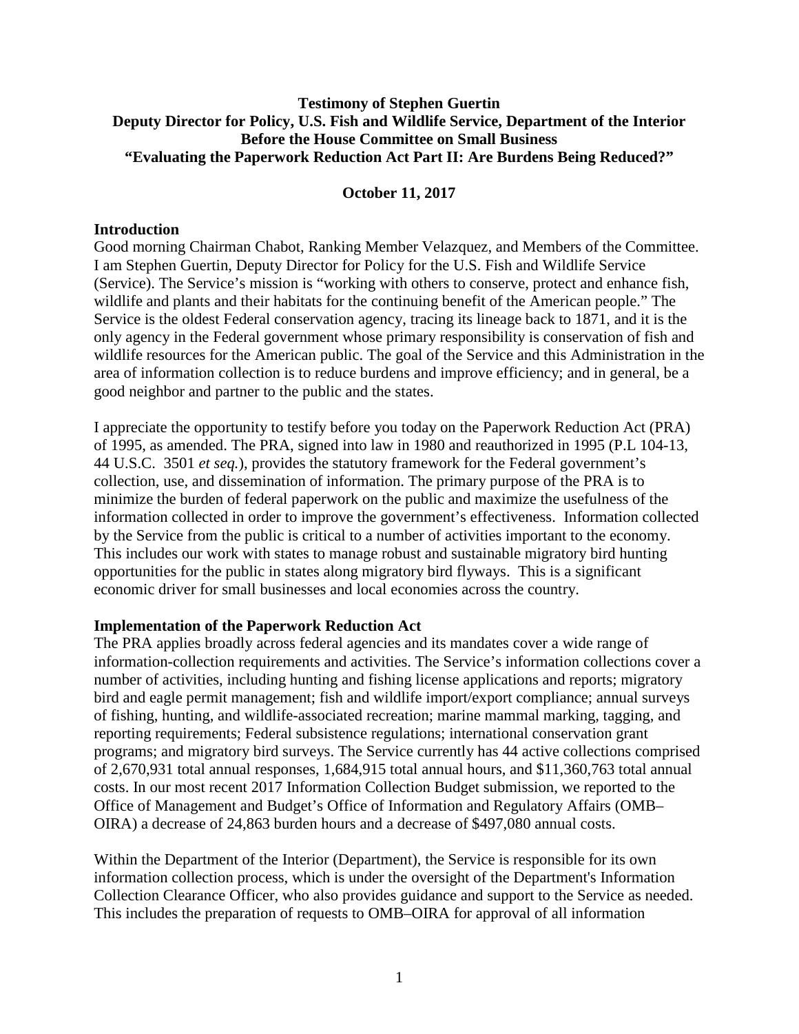**Testimony of Stephen Guertin**
**Deputy Director for Policy, U.S. Fish and Wildlife Service, Department of the Interior**
**Before the House Committee on Small Business**
**"Evaluating the Paperwork Reduction Act Part II: Are Burdens Being Reduced?"**

**October 11, 2017**

## Introduction

Good morning Chairman Chabot, Ranking Member Velazquez, and Members of the Committee. I am Stephen Guertin, Deputy Director for Policy for the U.S. Fish and Wildlife Service (Service). The Service's mission is "working with others to conserve, protect and enhance fish, wildlife and plants and their habitats for the continuing benefit of the American people." The Service is the oldest Federal conservation agency, tracing its lineage back to 1871, and it is the only agency in the Federal government whose primary responsibility is conservation of fish and wildlife resources for the American public. The goal of the Service and this Administration in the area of information collection is to reduce burdens and improve efficiency; and in general, be a good neighbor and partner to the public and the states.

I appreciate the opportunity to testify before you today on the Paperwork Reduction Act (PRA) of 1995, as amended. The PRA, signed into law in 1980 and reauthorized in 1995 (P.L 104-13, 44 U.S.C. 3501 *et seq.*), provides the statutory framework for the Federal government's collection, use, and dissemination of information. The primary purpose of the PRA is to minimize the burden of federal paperwork on the public and maximize the usefulness of the information collected in order to improve the government's effectiveness. Information collected by the Service from the public is critical to a number of activities important to the economy. This includes our work with states to manage robust and sustainable migratory bird hunting opportunities for the public in states along migratory bird flyways. This is a significant economic driver for small businesses and local economies across the country.

## Implementation of the Paperwork Reduction Act

The PRA applies broadly across federal agencies and its mandates cover a wide range of information-collection requirements and activities. The Service's information collections cover a number of activities, including hunting and fishing license applications and reports; migratory bird and eagle permit management; fish and wildlife import/export compliance; annual surveys of fishing, hunting, and wildlife-associated recreation; marine mammal marking, tagging, and reporting requirements; Federal subsistence regulations; international conservation grant programs; and migratory bird surveys. The Service currently has 44 active collections comprised of 2,670,931 total annual responses, 1,684,915 total annual hours, and $11,360,763 total annual costs. In our most recent 2017 Information Collection Budget submission, we reported to the Office of Management and Budget's Office of Information and Regulatory Affairs (OMB–OIRA) a decrease of 24,863 burden hours and a decrease of $497,080 annual costs.

Within the Department of the Interior (Department), the Service is responsible for its own information collection process, which is under the oversight of the Department's Information Collection Clearance Officer, who also provides guidance and support to the Service as needed. This includes the preparation of requests to OMB–OIRA for approval of all information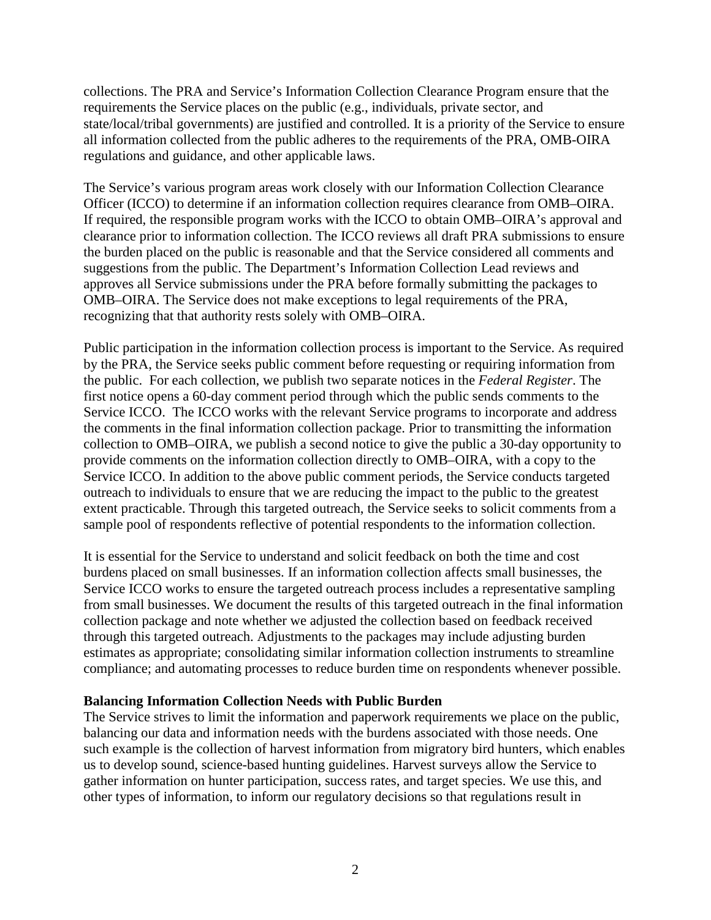collections. The PRA and Service's Information Collection Clearance Program ensure that the requirements the Service places on the public (e.g., individuals, private sector, and state/local/tribal governments) are justified and controlled. It is a priority of the Service to ensure all information collected from the public adheres to the requirements of the PRA, OMB-OIRA regulations and guidance, and other applicable laws.

The Service's various program areas work closely with our Information Collection Clearance Officer (ICCO) to determine if an information collection requires clearance from OMB–OIRA. If required, the responsible program works with the ICCO to obtain OMB–OIRA's approval and clearance prior to information collection. The ICCO reviews all draft PRA submissions to ensure the burden placed on the public is reasonable and that the Service considered all comments and suggestions from the public. The Department's Information Collection Lead reviews and approves all Service submissions under the PRA before formally submitting the packages to OMB–OIRA. The Service does not make exceptions to legal requirements of the PRA, recognizing that that authority rests solely with OMB–OIRA.

Public participation in the information collection process is important to the Service. As required by the PRA, the Service seeks public comment before requesting or requiring information from the public. For each collection, we publish two separate notices in the *Federal Register*. The first notice opens a 60-day comment period through which the public sends comments to the Service ICCO. The ICCO works with the relevant Service programs to incorporate and address the comments in the final information collection package. Prior to transmitting the information collection to OMB–OIRA, we publish a second notice to give the public a 30-day opportunity to provide comments on the information collection directly to OMB–OIRA, with a copy to the Service ICCO. In addition to the above public comment periods, the Service conducts targeted outreach to individuals to ensure that we are reducing the impact to the public to the greatest extent practicable. Through this targeted outreach, the Service seeks to solicit comments from a sample pool of respondents reflective of potential respondents to the information collection.

It is essential for the Service to understand and solicit feedback on both the time and cost burdens placed on small businesses. If an information collection affects small businesses, the Service ICCO works to ensure the targeted outreach process includes a representative sampling from small businesses. We document the results of this targeted outreach in the final information collection package and note whether we adjusted the collection based on feedback received through this targeted outreach. Adjustments to the packages may include adjusting burden estimates as appropriate; consolidating similar information collection instruments to streamline compliance; and automating processes to reduce burden time on respondents whenever possible.

**Balancing Information Collection Needs with Public Burden**

The Service strives to limit the information and paperwork requirements we place on the public, balancing our data and information needs with the burdens associated with those needs. One such example is the collection of harvest information from migratory bird hunters, which enables us to develop sound, science-based hunting guidelines. Harvest surveys allow the Service to gather information on hunter participation, success rates, and target species. We use this, and other types of information, to inform our regulatory decisions so that regulations result in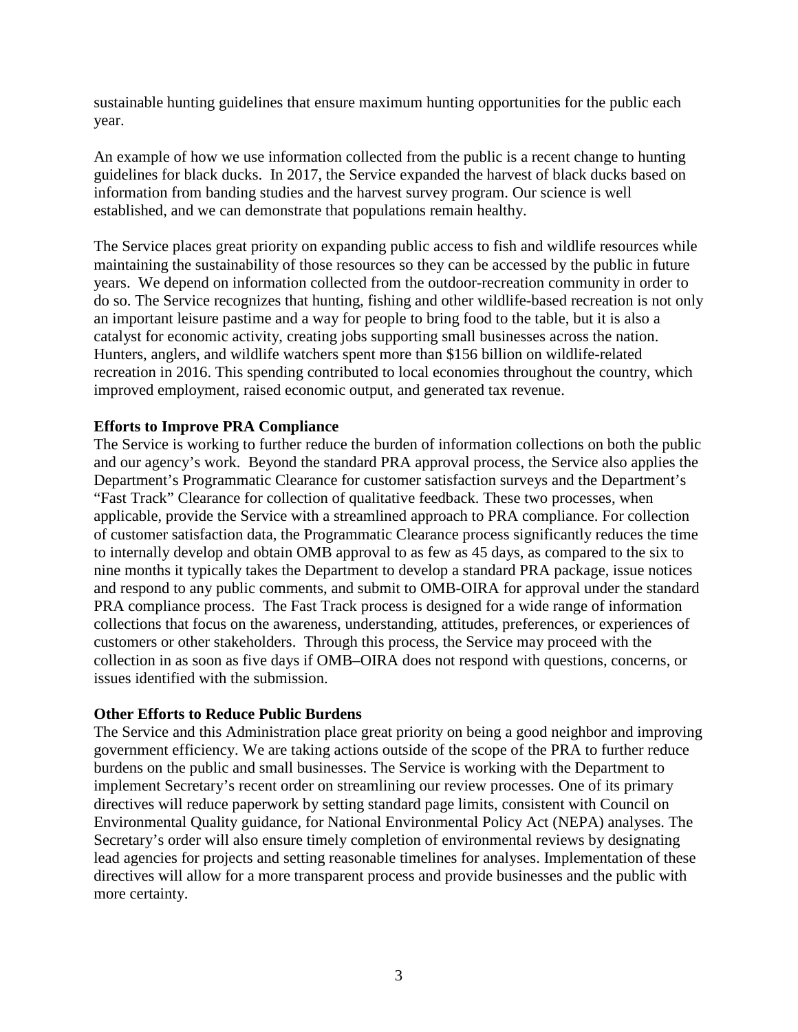sustainable hunting guidelines that ensure maximum hunting opportunities for the public each year.

An example of how we use information collected from the public is a recent change to hunting guidelines for black ducks. In 2017, the Service expanded the harvest of black ducks based on information from banding studies and the harvest survey program. Our science is well established, and we can demonstrate that populations remain healthy.

The Service places great priority on expanding public access to fish and wildlife resources while maintaining the sustainability of those resources so they can be accessed by the public in future years. We depend on information collected from the outdoor-recreation community in order to do so. The Service recognizes that hunting, fishing and other wildlife-based recreation is not only an important leisure pastime and a way for people to bring food to the table, but it is also a catalyst for economic activity, creating jobs supporting small businesses across the nation. Hunters, anglers, and wildlife watchers spent more than $156 billion on wildlife-related recreation in 2016. This spending contributed to local economies throughout the country, which improved employment, raised economic output, and generated tax revenue.

**Efforts to Improve PRA Compliance**

The Service is working to further reduce the burden of information collections on both the public and our agency's work. Beyond the standard PRA approval process, the Service also applies the Department's Programmatic Clearance for customer satisfaction surveys and the Department's "Fast Track" Clearance for collection of qualitative feedback. These two processes, when applicable, provide the Service with a streamlined approach to PRA compliance. For collection of customer satisfaction data, the Programmatic Clearance process significantly reduces the time to internally develop and obtain OMB approval to as few as 45 days, as compared to the six to nine months it typically takes the Department to develop a standard PRA package, issue notices and respond to any public comments, and submit to OMB-OIRA for approval under the standard PRA compliance process. The Fast Track process is designed for a wide range of information collections that focus on the awareness, understanding, attitudes, preferences, or experiences of customers or other stakeholders. Through this process, the Service may proceed with the collection in as soon as five days if OMB–OIRA does not respond with questions, concerns, or issues identified with the submission.

**Other Efforts to Reduce Public Burdens**

The Service and this Administration place great priority on being a good neighbor and improving government efficiency. We are taking actions outside of the scope of the PRA to further reduce burdens on the public and small businesses. The Service is working with the Department to implement Secretary's recent order on streamlining our review processes. One of its primary directives will reduce paperwork by setting standard page limits, consistent with Council on Environmental Quality guidance, for National Environmental Policy Act (NEPA) analyses. The Secretary's order will also ensure timely completion of environmental reviews by designating lead agencies for projects and setting reasonable timelines for analyses. Implementation of these directives will allow for a more transparent process and provide businesses and the public with more certainty.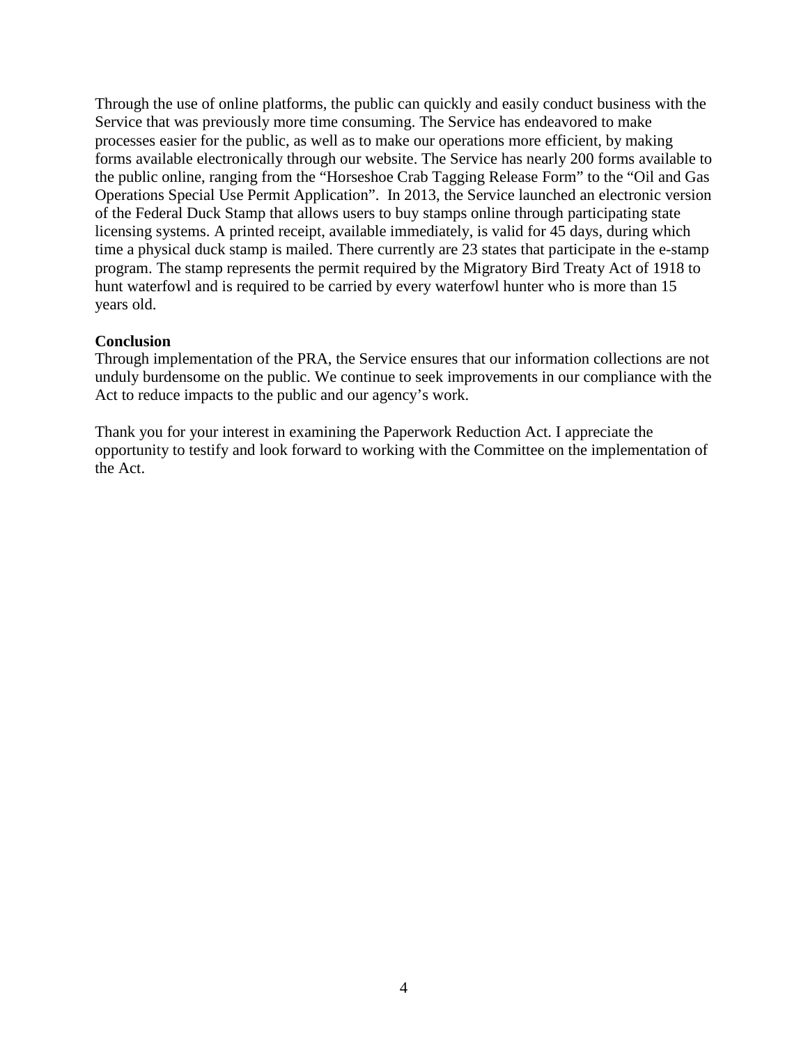Through the use of online platforms, the public can quickly and easily conduct business with the Service that was previously more time consuming. The Service has endeavored to make processes easier for the public, as well as to make our operations more efficient, by making forms available electronically through our website. The Service has nearly 200 forms available to the public online, ranging from the "Horseshoe Crab Tagging Release Form" to the "Oil and Gas Operations Special Use Permit Application". In 2013, the Service launched an electronic version of the Federal Duck Stamp that allows users to buy stamps online through participating state licensing systems. A printed receipt, available immediately, is valid for 45 days, during which time a physical duck stamp is mailed. There currently are 23 states that participate in the e-stamp program. The stamp represents the permit required by the Migratory Bird Treaty Act of 1918 to hunt waterfowl and is required to be carried by every waterfowl hunter who is more than 15 years old.

**Conclusion**

Through implementation of the PRA, the Service ensures that our information collections are not unduly burdensome on the public. We continue to seek improvements in our compliance with the Act to reduce impacts to the public and our agency's work.

Thank you for your interest in examining the Paperwork Reduction Act. I appreciate the opportunity to testify and look forward to working with the Committee on the implementation of the Act.